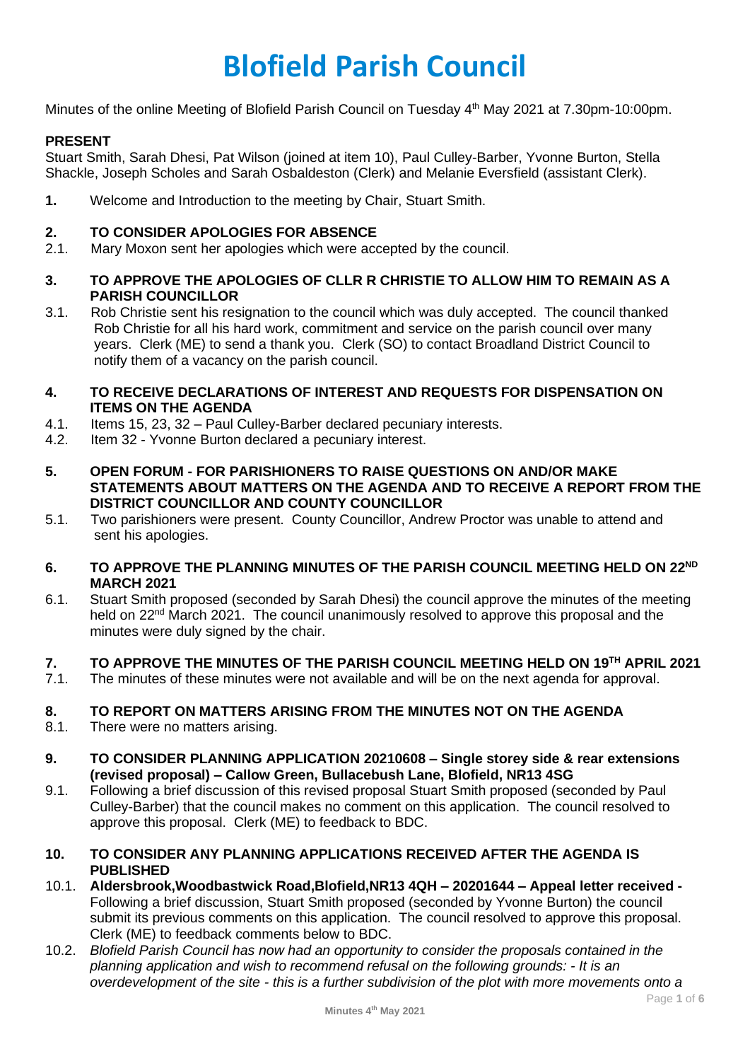# Blofield Parish Council

Minutes of the online Meeting of Blofield Parish Council on Tuesday 4th May 2021 at 7.30pm-10:00pm.

**PRESENT**

Stuart Smith, Sarah Dhesi, Pat Wilson (joined at item 10), Paul Culley-Barber, Yvonne Burton, Stella Shackle, Joseph Scholes and Sarah Osbaldeston (Clerk) and Melanie Eversfield (assistant Clerk).

**1.** Welcome and Introduction to the meeting by Chair, Stuart Smith.

**2. TO CONSIDER APOLOGIES FOR ABSENCE**

2.1. Mary Moxon sent her apologies which were accepted by the council.

**3. TO APPROVE THE APOLOGIES OF CLLR R CHRISTIE TO ALLOW HIM TO REMAIN AS A PARISH COUNCILLOR**

3.1. Rob Christie sent his resignation to the council which was duly accepted. The council thanked Rob Christie for all his hard work, commitment and service on the parish council over many years. Clerk (ME) to send a thank you. Clerk (SO) to contact Broadland District Council to notify them of a vacancy on the parish council.

**4. TO RECEIVE DECLARATIONS OF INTEREST AND REQUESTS FOR DISPENSATION ON ITEMS ON THE AGENDA**

4.1. Items 15, 23, 32 – Paul Culley-Barber declared pecuniary interests.

4.2. Item 32 - Yvonne Burton declared a pecuniary interest.

**5. OPEN FORUM - FOR PARISHIONERS TO RAISE QUESTIONS ON AND/OR MAKE STATEMENTS ABOUT MATTERS ON THE AGENDA AND TO RECEIVE A REPORT FROM THE DISTRICT COUNCILLOR AND COUNTY COUNCILLOR**

5.1. Two parishioners were present. County Councillor, Andrew Proctor was unable to attend and sent his apologies.

**6. TO APPROVE THE PLANNING MINUTES OF THE PARISH COUNCIL MEETING HELD ON 22ND MARCH 2021**

6.1. Stuart Smith proposed (seconded by Sarah Dhesi) the council approve the minutes of the meeting held on 22nd March 2021. The council unanimously resolved to approve this proposal and the minutes were duly signed by the chair.

**7. TO APPROVE THE MINUTES OF THE PARISH COUNCIL MEETING HELD ON 19TH APRIL 2021**

7.1. The minutes of these minutes were not available and will be on the next agenda for approval.

**8. TO REPORT ON MATTERS ARISING FROM THE MINUTES NOT ON THE AGENDA**

8.1. There were no matters arising.

**9. TO CONSIDER PLANNING APPLICATION 20210608 – Single storey side & rear extensions (revised proposal) – Callow Green, Bullacebush Lane, Blofield, NR13 4SG**

9.1. Following a brief discussion of this revised proposal Stuart Smith proposed (seconded by Paul Culley-Barber) that the council makes no comment on this application. The council resolved to approve this proposal. Clerk (ME) to feedback to BDC.

**10. TO CONSIDER ANY PLANNING APPLICATIONS RECEIVED AFTER THE AGENDA IS PUBLISHED**

10.1. **Aldersbrook,Woodbastwick Road,Blofield,NR13 4QH – 20201644 – Appeal letter received -** Following a brief discussion, Stuart Smith proposed (seconded by Yvonne Burton) the council submit its previous comments on this application. The council resolved to approve this proposal. Clerk (ME) to feedback comments below to BDC.

10.2. *Blofield Parish Council has now had an opportunity to consider the proposals contained in the planning application and wish to recommend refusal on the following grounds: - It is an overdevelopment of the site - this is a further subdivision of the plot with more movements onto a*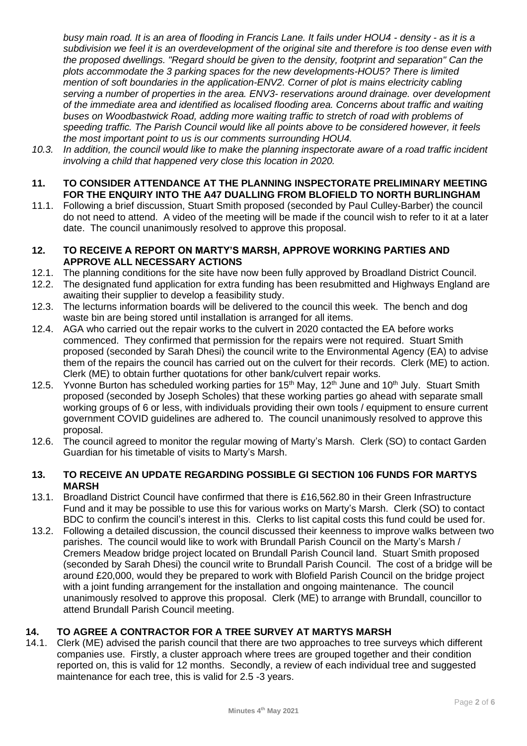*busy main road. It is an area of flooding in Francis Lane. It fails under HOU4 - density - as it is a subdivision we feel it is an overdevelopment of the original site and therefore is too dense even with the proposed dwellings. "Regard should be given to the density, footprint and separation" Can the plots accommodate the 3 parking spaces for the new developments-HOU5? There is limited mention of soft boundaries in the application-ENV2. Corner of plot is mains electricity cabling serving a number of properties in the area. ENV3- reservations around drainage. over development of the immediate area and identified as localised flooding area. Concerns about traffic and waiting buses on Woodbastwick Road, adding more waiting traffic to stretch of road with problems of speeding traffic. The Parish Council would like all points above to be considered however, it feels the most important point to us is our comments surrounding HOU4.*

*10.3. In addition, the council would like to make the planning inspectorate aware of a road traffic incident involving a child that happened very close this location in 2020.*

**11. TO CONSIDER ATTENDANCE AT THE PLANNING INSPECTORATE PRELIMINARY MEETING FOR THE ENQUIRY INTO THE A47 DUALLING FROM BLOFIELD TO NORTH BURLINGHAM**

11.1. Following a brief discussion, Stuart Smith proposed (seconded by Paul Culley-Barber) the council do not need to attend. A video of the meeting will be made if the council wish to refer to it at a later date. The council unanimously resolved to approve this proposal.

**12. TO RECEIVE A REPORT ON MARTY'S MARSH, APPROVE WORKING PARTIES AND APPROVE ALL NECESSARY ACTIONS**

12.1. The planning conditions for the site have now been fully approved by Broadland District Council.

12.2. The designated fund application for extra funding has been resubmitted and Highways England are awaiting their supplier to develop a feasibility study.

12.3. The lecturns information boards will be delivered to the council this week. The bench and dog waste bin are being stored until installation is arranged for all items.

12.4. AGA who carried out the repair works to the culvert in 2020 contacted the EA before works commenced. They confirmed that permission for the repairs were not required. Stuart Smith proposed (seconded by Sarah Dhesi) the council write to the Environmental Agency (EA) to advise them of the repairs the council has carried out on the culvert for their records. Clerk (ME) to action. Clerk (ME) to obtain further quotations for other bank/culvert repair works.

12.5. Yvonne Burton has scheduled working parties for 15th May, 12th June and 10th July. Stuart Smith proposed (seconded by Joseph Scholes) that these working parties go ahead with separate small working groups of 6 or less, with individuals providing their own tools / equipment to ensure current government COVID guidelines are adhered to. The council unanimously resolved to approve this proposal.

12.6. The council agreed to monitor the regular mowing of Marty's Marsh. Clerk (SO) to contact Garden Guardian for his timetable of visits to Marty's Marsh.

**13. TO RECEIVE AN UPDATE REGARDING POSSIBLE GI SECTION 106 FUNDS FOR MARTYS MARSH**

13.1. Broadland District Council have confirmed that there is £16,562.80 in their Green Infrastructure Fund and it may be possible to use this for various works on Marty's Marsh. Clerk (SO) to contact BDC to confirm the council's interest in this. Clerks to list capital costs this fund could be used for.

13.2. Following a detailed discussion, the council discussed their keenness to improve walks between two parishes. The council would like to work with Brundall Parish Council on the Marty's Marsh / Cremers Meadow bridge project located on Brundall Parish Council land. Stuart Smith proposed (seconded by Sarah Dhesi) the council write to Brundall Parish Council. The cost of a bridge will be around £20,000, would they be prepared to work with Blofield Parish Council on the bridge project with a joint funding arrangement for the installation and ongoing maintenance. The council unanimously resolved to approve this proposal. Clerk (ME) to arrange with Brundall, councillor to attend Brundall Parish Council meeting.

**14. TO AGREE A CONTRACTOR FOR A TREE SURVEY AT MARTYS MARSH**

14.1. Clerk (ME) advised the parish council that there are two approaches to tree surveys which different companies use. Firstly, a cluster approach where trees are grouped together and their condition reported on, this is valid for 12 months. Secondly, a review of each individual tree and suggested maintenance for each tree, this is valid for 2.5 -3 years.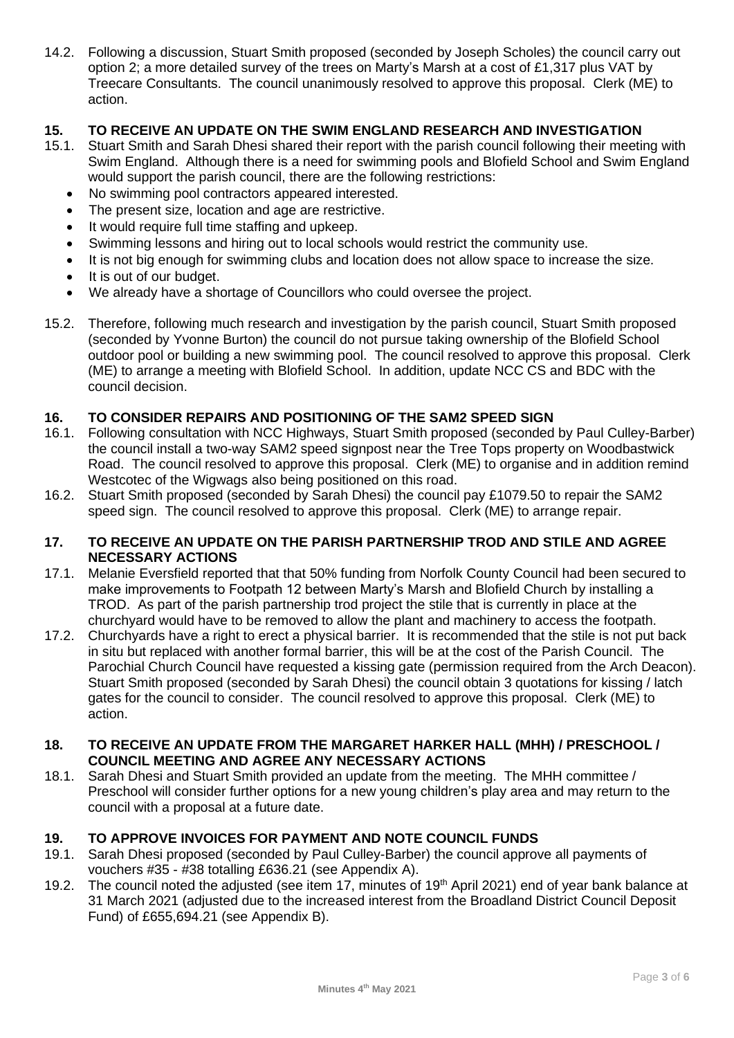14.2. Following a discussion, Stuart Smith proposed (seconded by Joseph Scholes) the council carry out option 2; a more detailed survey of the trees on Marty's Marsh at a cost of £1,317 plus VAT by Treecare Consultants. The council unanimously resolved to approve this proposal. Clerk (ME) to action.

## 15. TO RECEIVE AN UPDATE ON THE SWIM ENGLAND RESEARCH AND INVESTIGATION

15.1. Stuart Smith and Sarah Dhesi shared their report with the parish council following their meeting with Swim England. Although there is a need for swimming pools and Blofield School and Swim England would support the parish council, there are the following restrictions:

- No swimming pool contractors appeared interested.
- The present size, location and age are restrictive.
- It would require full time staffing and upkeep.
- Swimming lessons and hiring out to local schools would restrict the community use.
- It is not big enough for swimming clubs and location does not allow space to increase the size.
- It is out of our budget.
- We already have a shortage of Councillors who could oversee the project.

15.2. Therefore, following much research and investigation by the parish council, Stuart Smith proposed (seconded by Yvonne Burton) the council do not pursue taking ownership of the Blofield School outdoor pool or building a new swimming pool. The council resolved to approve this proposal. Clerk (ME) to arrange a meeting with Blofield School. In addition, update NCC CS and BDC with the council decision.

## 16. TO CONSIDER REPAIRS AND POSITIONING OF THE SAM2 SPEED SIGN

16.1. Following consultation with NCC Highways, Stuart Smith proposed (seconded by Paul Culley-Barber) the council install a two-way SAM2 speed signpost near the Tree Tops property on Woodbastwick Road. The council resolved to approve this proposal. Clerk (ME) to organise and in addition remind Westcotec of the Wigwags also being positioned on this road.

16.2. Stuart Smith proposed (seconded by Sarah Dhesi) the council pay £1079.50 to repair the SAM2 speed sign. The council resolved to approve this proposal. Clerk (ME) to arrange repair.

## 17. TO RECEIVE AN UPDATE ON THE PARISH PARTNERSHIP TROD AND STILE AND AGREE NECESSARY ACTIONS

17.1. Melanie Eversfield reported that that 50% funding from Norfolk County Council had been secured to make improvements to Footpath 12 between Marty's Marsh and Blofield Church by installing a TROD. As part of the parish partnership trod project the stile that is currently in place at the churchyard would have to be removed to allow the plant and machinery to access the footpath.

17.2. Churchyards have a right to erect a physical barrier. It is recommended that the stile is not put back in situ but replaced with another formal barrier, this will be at the cost of the Parish Council. The Parochial Church Council have requested a kissing gate (permission required from the Arch Deacon). Stuart Smith proposed (seconded by Sarah Dhesi) the council obtain 3 quotations for kissing / latch gates for the council to consider. The council resolved to approve this proposal. Clerk (ME) to action.

## 18. TO RECEIVE AN UPDATE FROM THE MARGARET HARKER HALL (MHH) / PRESCHOOL / COUNCIL MEETING AND AGREE ANY NECESSARY ACTIONS

18.1. Sarah Dhesi and Stuart Smith provided an update from the meeting. The MHH committee / Preschool will consider further options for a new young children's play area and may return to the council with a proposal at a future date.

## 19. TO APPROVE INVOICES FOR PAYMENT AND NOTE COUNCIL FUNDS

19.1. Sarah Dhesi proposed (seconded by Paul Culley-Barber) the council approve all payments of vouchers #35 - #38 totalling £636.21 (see Appendix A).

19.2. The council noted the adjusted (see item 17, minutes of 19th April 2021) end of year bank balance at 31 March 2021 (adjusted due to the increased interest from the Broadland District Council Deposit Fund) of £655,694.21 (see Appendix B).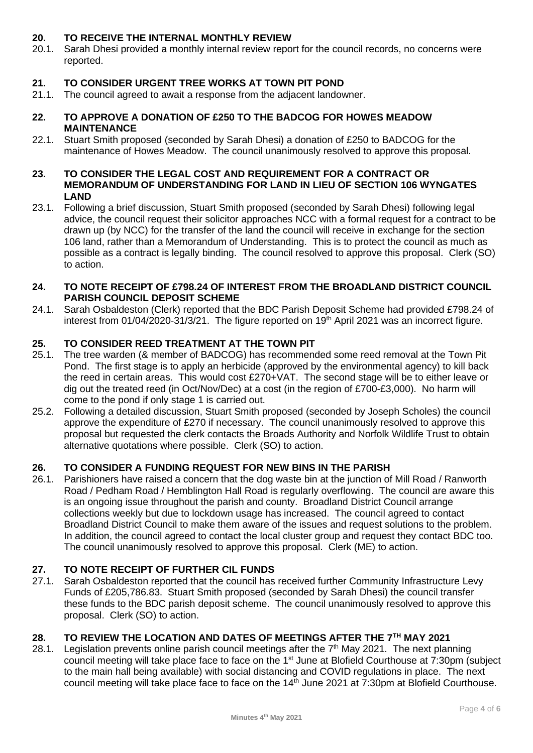**20. TO RECEIVE THE INTERNAL MONTHLY REVIEW**

20.1. Sarah Dhesi provided a monthly internal review report for the council records, no concerns were reported.

**21. TO CONSIDER URGENT TREE WORKS AT TOWN PIT POND**

21.1. The council agreed to await a response from the adjacent landowner.

**22. TO APPROVE A DONATION OF £250 TO THE BADCOG FOR HOWES MEADOW MAINTENANCE**

22.1. Stuart Smith proposed (seconded by Sarah Dhesi) a donation of £250 to BADCOG for the maintenance of Howes Meadow. The council unanimously resolved to approve this proposal.

**23. TO CONSIDER THE LEGAL COST AND REQUIREMENT FOR A CONTRACT OR MEMORANDUM OF UNDERSTANDING FOR LAND IN LIEU OF SECTION 106 WYNGATES LAND**

23.1. Following a brief discussion, Stuart Smith proposed (seconded by Sarah Dhesi) following legal advice, the council request their solicitor approaches NCC with a formal request for a contract to be drawn up (by NCC) for the transfer of the land the council will receive in exchange for the section 106 land, rather than a Memorandum of Understanding. This is to protect the council as much as possible as a contract is legally binding. The council resolved to approve this proposal. Clerk (SO) to action.

**24. TO NOTE RECEIPT OF £798.24 OF INTEREST FROM THE BROADLAND DISTRICT COUNCIL PARISH COUNCIL DEPOSIT SCHEME**

24.1. Sarah Osbaldeston (Clerk) reported that the BDC Parish Deposit Scheme had provided £798.24 of interest from 01/04/2020-31/3/21. The figure reported on 19th April 2021 was an incorrect figure.

**25. TO CONSIDER REED TREATMENT AT THE TOWN PIT**

25.1. The tree warden (& member of BADCOG) has recommended some reed removal at the Town Pit Pond. The first stage is to apply an herbicide (approved by the environmental agency) to kill back the reed in certain areas. This would cost £270+VAT. The second stage will be to either leave or dig out the treated reed (in Oct/Nov/Dec) at a cost (in the region of £700-£3,000). No harm will come to the pond if only stage 1 is carried out.

25.2. Following a detailed discussion, Stuart Smith proposed (seconded by Joseph Scholes) the council approve the expenditure of £270 if necessary. The council unanimously resolved to approve this proposal but requested the clerk contacts the Broads Authority and Norfolk Wildlife Trust to obtain alternative quotations where possible. Clerk (SO) to action.

**26. TO CONSIDER A FUNDING REQUEST FOR NEW BINS IN THE PARISH**

26.1. Parishioners have raised a concern that the dog waste bin at the junction of Mill Road / Ranworth Road / Pedham Road / Hemblington Hall Road is regularly overflowing. The council are aware this is an ongoing issue throughout the parish and county. Broadland District Council arrange collections weekly but due to lockdown usage has increased. The council agreed to contact Broadland District Council to make them aware of the issues and request solutions to the problem. In addition, the council agreed to contact the local cluster group and request they contact BDC too. The council unanimously resolved to approve this proposal. Clerk (ME) to action.

**27. TO NOTE RECEIPT OF FURTHER CIL FUNDS**

27.1. Sarah Osbaldeston reported that the council has received further Community Infrastructure Levy Funds of £205,786.83. Stuart Smith proposed (seconded by Sarah Dhesi) the council transfer these funds to the BDC parish deposit scheme. The council unanimously resolved to approve this proposal. Clerk (SO) to action.

**28. TO REVIEW THE LOCATION AND DATES OF MEETINGS AFTER THE 7TH MAY 2021**

28.1. Legislation prevents online parish council meetings after the 7th May 2021. The next planning council meeting will take place face to face on the 1st June at Blofield Courthouse at 7:30pm (subject to the main hall being available) with social distancing and COVID regulations in place. The next council meeting will take place face to face on the 14th June 2021 at 7:30pm at Blofield Courthouse.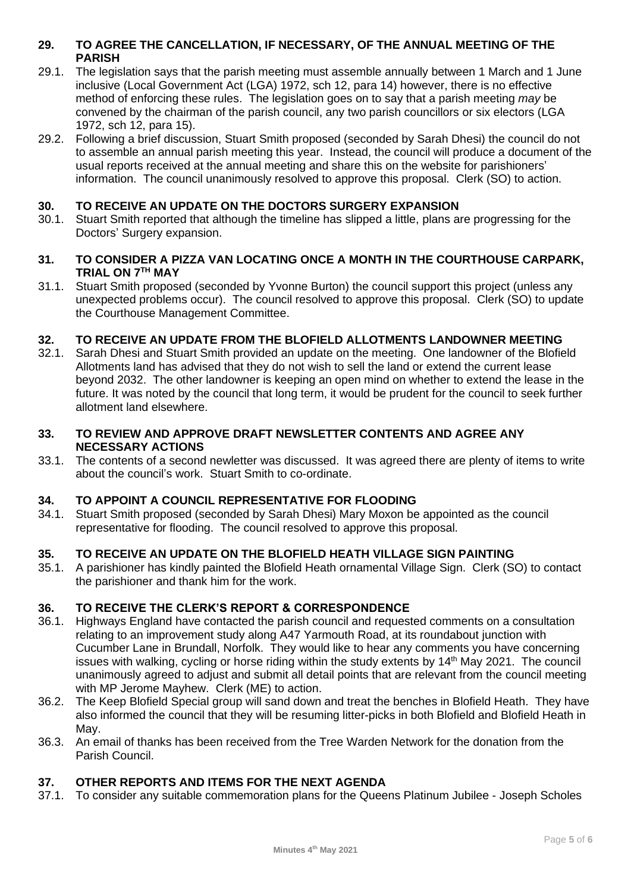### 29. TO AGREE THE CANCELLATION, IF NECESSARY, OF THE ANNUAL MEETING OF THE PARISH

29.1. The legislation says that the parish meeting must assemble annually between 1 March and 1 June inclusive (Local Government Act (LGA) 1972, sch 12, para 14) however, there is no effective method of enforcing these rules. The legislation goes on to say that a parish meeting *may* be convened by the chairman of the parish council, any two parish councillors or six electors (LGA 1972, sch 12, para 15).

29.2. Following a brief discussion, Stuart Smith proposed (seconded by Sarah Dhesi) the council do not to assemble an annual parish meeting this year. Instead, the council will produce a document of the usual reports received at the annual meeting and share this on the website for parishioners' information. The council unanimously resolved to approve this proposal. Clerk (SO) to action.

### 30. TO RECEIVE AN UPDATE ON THE DOCTORS SURGERY EXPANSION

30.1. Stuart Smith reported that although the timeline has slipped a little, plans are progressing for the Doctors' Surgery expansion.

### 31. TO CONSIDER A PIZZA VAN LOCATING ONCE A MONTH IN THE COURTHOUSE CARPARK, TRIAL ON 7TH MAY

31.1. Stuart Smith proposed (seconded by Yvonne Burton) the council support this project (unless any unexpected problems occur). The council resolved to approve this proposal. Clerk (SO) to update the Courthouse Management Committee.

### 32. TO RECEIVE AN UPDATE FROM THE BLOFIELD ALLOTMENTS LANDOWNER MEETING

32.1. Sarah Dhesi and Stuart Smith provided an update on the meeting. One landowner of the Blofield Allotments land has advised that they do not wish to sell the land or extend the current lease beyond 2032. The other landowner is keeping an open mind on whether to extend the lease in the future. It was noted by the council that long term, it would be prudent for the council to seek further allotment land elsewhere.

### 33. TO REVIEW AND APPROVE DRAFT NEWSLETTER CONTENTS AND AGREE ANY NECESSARY ACTIONS

33.1. The contents of a second newletter was discussed. It was agreed there are plenty of items to write about the council's work. Stuart Smith to co-ordinate.

### 34. TO APPOINT A COUNCIL REPRESENTATIVE FOR FLOODING

34.1. Stuart Smith proposed (seconded by Sarah Dhesi) Mary Moxon be appointed as the council representative for flooding. The council resolved to approve this proposal.

### 35. TO RECEIVE AN UPDATE ON THE BLOFIELD HEATH VILLAGE SIGN PAINTING

35.1. A parishioner has kindly painted the Blofield Heath ornamental Village Sign. Clerk (SO) to contact the parishioner and thank him for the work.

### 36. TO RECEIVE THE CLERK'S REPORT & CORRESPONDENCE

36.1. Highways England have contacted the parish council and requested comments on a consultation relating to an improvement study along A47 Yarmouth Road, at its roundabout junction with Cucumber Lane in Brundall, Norfolk. They would like to hear any comments you have concerning issues with walking, cycling or horse riding within the study extents by 14th May 2021. The council unanimously agreed to adjust and submit all detail points that are relevant from the council meeting with MP Jerome Mayhew. Clerk (ME) to action.

36.2. The Keep Blofield Special group will sand down and treat the benches in Blofield Heath. They have also informed the council that they will be resuming litter-picks in both Blofield and Blofield Heath in May.

36.3. An email of thanks has been received from the Tree Warden Network for the donation from the Parish Council.

### 37. OTHER REPORTS AND ITEMS FOR THE NEXT AGENDA

37.1. To consider any suitable commemoration plans for the Queens Platinum Jubilee - Joseph Scholes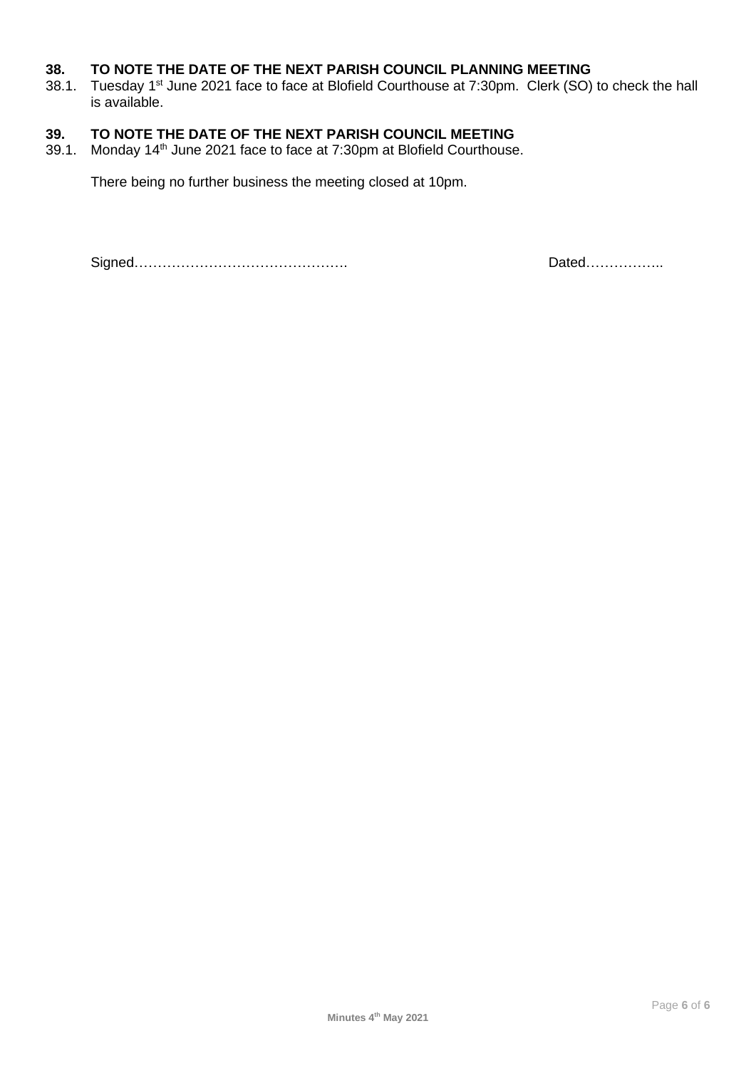## 38. TO NOTE THE DATE OF THE NEXT PARISH COUNCIL PLANNING MEETING

38.1. Tuesday 1st June 2021 face to face at Blofield Courthouse at 7:30pm. Clerk (SO) to check the hall is available.

## 39. TO NOTE THE DATE OF THE NEXT PARISH COUNCIL MEETING

39.1. Monday 14th June 2021 face to face at 7:30pm at Blofield Courthouse.

There being no further business the meeting closed at 10pm.

Signed………………………………………. Dated……………..